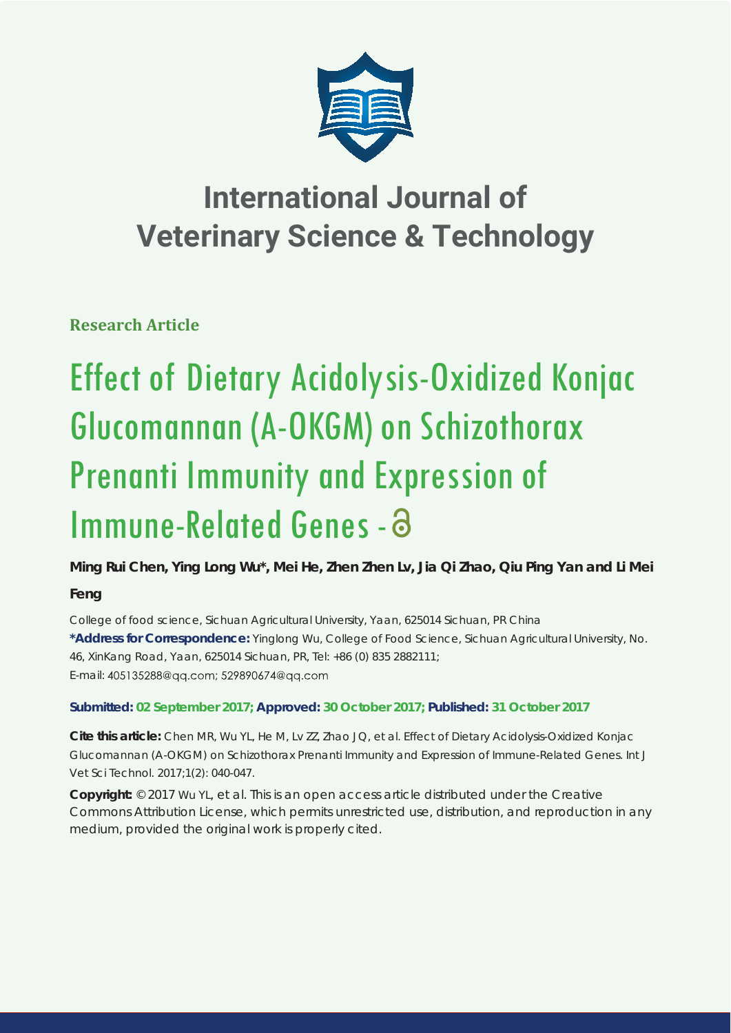# International Journal of Veterinary Science & Technology

**Research Article**

# Effect of Dietary Acidolysis-Oxidized Konjac Glucomannan (A-OKGM) on Schizothorax Prenanti Immunity and Expression of Immune-Related Genes

**Ming Rui Chen, Ying Long Wu*, Mei He, Zhen Zhen Lv, Jia Qi Zhao, Qiu Ping Yan and Li Mei Feng**

College of food science, Sichuan Agricultural University, Yaan, 625014 Sichuan, PR China

**\*Address for Correspondence:** Yinglong Wu, College of Food Science, Sichuan Agricultural University, No. 46, XinKang Road, Yaan, 625014 Sichuan, PR, Tel: +86 (0) 835 2882111; E-mail: 405135288@qq.com; 529890674@qq.com

**Submitted: 02 September 2017; Approved: 30 October 2017; Published: 31 October 2017**

**Cite this article:** Chen MR, Wu YL, He M, Lv ZZ, Zhao JQ, et al. Effect of Dietary Acidolysis-Oxidized Konjac Glucomannan (A-OKGM) on Schizothorax Prenanti Immunity and Expression of Immune-Related Genes. Int J Vet Sci Technol. 2017;1(2): 040-047.

**Copyright:** © 2017 Wu YL, et al. This is an open access article distributed under the Creative Commons Attribution License, which permits unrestricted use, distribution, and reproduction in any medium, provided the original work is properly cited.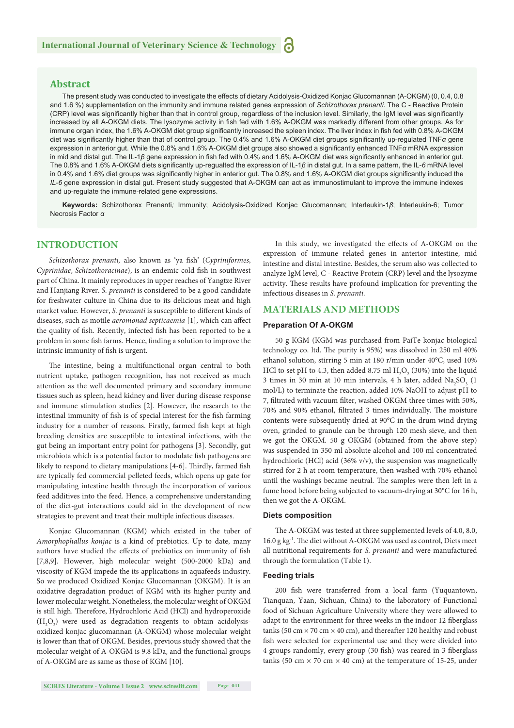## Abstract

The present study was conducted to investigate the effects of dietary Acidolysis-Oxidized Konjac Glucomannan (A-OKGM) (0, 0.4, 0.8 and 1.6 %) supplementation on the immunity and immune related genes expression of *Schizothorax prenanti*. The C - Reactive Protein (CRP) level was significantly higher than that in control group, regardless of the inclusion level. Similarly, the IgM level was significantly increased by all A-OKGM diets. The lysozyme activity in fish fed with 1.6% A-OKGM was markedly different from other groups. As for immune organ index, the 1.6% A-OKGM diet group significantly increased the spleen index. The liver index in fish fed with 0.8% A-OKGM diet was significantly higher than that of control group. The 0.4% and 1.6% A-OKGM diet groups significantly up-regulated TNF*α* gene expression in anterior gut. While the 0.8% and 1.6% A-OKGM diet groups also showed a significantly enhanced TNF*α* mRNA expression in mid and distal gut. The IL-1*β* gene expression in fish fed with 0.4% and 1.6% A-OKGM diet was significantly enhanced in anterior gut. The 0.8% and 1.6% A-OKGM diets significantly up-regualted the expression of IL-1*β* in distal gut. In a same pattern, the IL-*6* mRNA level in 0.4% and 1.6% diet groups was significantly higher in anterior gut. The 0.8% and 1.6% A-OKGM diet groups significantly induced the *IL-6* gene expression in distal gut. Present study suggested that A-OKGM can act as immunostimulant to improve the immune indexes and up-regulate the immune-related gene expressions.

**Keywords:** Schizothorax Prenanti*;* Immunity; Acidolysis-Oxidized Konjac Glucomannan; Interleukin-1*β*; Interleukin-6; Tumor Necrosis Factor *α*

## INTRODUCTION

*Schizothorax prenanti,* also known as 'ya fish' (*Cypriniformes*, *Cyprinidae*, *Schizothoracinae*), is an endemic cold fish in southwest part of China. It mainly reproduces in upper reaches of Yangtze River and Hanjiang River. *S. prenanti* is considered to be a good candidate for freshwater culture in China due to its delicious meat and high market value. However, *S. prenanti* is susceptible to different kinds of diseases, such as motile *aeromonad septicaemia* [1], which can affect the quality of fish. Recently, infected fish has been reported to be a problem in some fish farms. Hence, finding a solution to improve the intrinsic immunity of fish is urgent.

The intestine, being a multifunctional organ central to both nutrient uptake, pathogen recognition, has not received as much attention as the well documented primary and secondary immune tissues such as spleen, head kidney and liver during disease response and immune stimulation studies [2]. However, the research to the intestinal immunity of fish is of special interest for the fish farming industry for a number of reasons. Firstly, farmed fish kept at high breeding densities are susceptible to intestinal infections, with the gut being an important entry point for pathogens [3]. Secondly, gut microbiota which is a potential factor to modulate fish pathogens are likely to respond to dietary manipulations [4-6]. Thirdly, farmed fish are typically fed commercial pelleted feeds, which opens up gate for manipulating intestine health through the incorporation of various feed additives into the feed. Hence, a comprehensive understanding of the diet-gut interactions could aid in the development of new strategies to prevent and treat their multiple infectious diseases.

Konjac Glucomannan (KGM) which existed in the tuber of *Amorphophallus konjac* is a kind of prebiotics*.* Up to date, many authors have studied the effects of prebiotics on immunity of fish [7,8,9]. However, high molecular weight (500-2000 kDa) and viscosity of KGM impede the its applications in aquafeeds industry. So we produced Oxidized Konjac Glucomannan (OKGM). It is an oxidative degradation product of KGM with its higher purity and lower molecular weight. Nonetheless, the molecular weight of OKGM is still high. Therefore, Hydrochloric Acid (HCl) and hydroperoxide ($H_2O_2$) were used as degradation reagents to obtain acidolysis-oxidized konjac glucomannan (A-OKGM) whose molecular weight is lower than that of OKGM. Besides, previous study showed that the molecular weight of A-OKGM is 9.8 kDa, and the functional groups of A-OKGM are as same as those of KGM [10].

In this study, we investigated the effects of A-OKGM on the expression of immune related genes in anterior intestine, mid intestine and distal intestine. Besides, the serum also was collected to analyze IgM level, C - Reactive Protein (CRP) level and the lysozyme activity. These results have profound implication for preventing the infectious diseases in *S. prenanti.*

## MATERIALS AND METHODS

### Preparation Of A-OKGM

50 g KGM (KGM was purchased from PaiTe konjac biological technology co. ltd. The purity is 95%) was dissolved in 250 ml 40% ethanol solution, stirring 5 min at 180 r/min under 40°C, used 10% HCl to set pH to 4.3, then added 8.75 ml $H_2O_2$ (30%) into the liquid 3 times in 30 min at 10 min intervals, 4 h later, added $Na_2SO_3$ (1 mol/L) to terminate the reaction, added 10% NaOH to adjust pH to 7, filtrated with vacuum filter, washed OKGM three times with 50%, 70% and 90% ethanol, filtrated 3 times individually. The moisture contents were subsequently dried at 90°C in the drum wind drying oven, grinded to granule can be through 120 mesh sieve, and then we got the OKGM. 50 g OKGM (obtained from the above step) was suspended in 350 ml absolute alcohol and 100 ml concentrated hydrochloric (HCl) acid (36% v/v), the suspension was magnetically stirred for 2 h at room temperature, then washed with 70% ethanol until the washings became neutral. The samples were then left in a fume hood before being subjected to vacuum-drying at 30°C for 16 h, then we got the A-OKGM.

### Diets composition

The A-OKGM was tested at three supplemented levels of 4.0, 8.0, 16.0 g kg$^{-1}$. The diet without A-OKGM was used as control, Diets meet all nutritional requirements for *S. prenanti* and were manufactured through the formulation (Table 1).

### Feeding trials

200 fish were transferred from a local farm (Yuquantown, Tianquan, Yaan, Sichuan, China) to the laboratory of Functional food of Sichuan Agriculture University where they were allowed to adapt to the environment for three weeks in the indoor 12 fiberglass tanks (50 cm × 70 cm × 40 cm), and thereafter 120 healthy and robust fish were selected for experimental use and they were divided into 4 groups randomly, every group (30 fish) was reared in 3 fiberglass tanks (50 cm × 70 cm × 40 cm) at the temperature of 15-25, under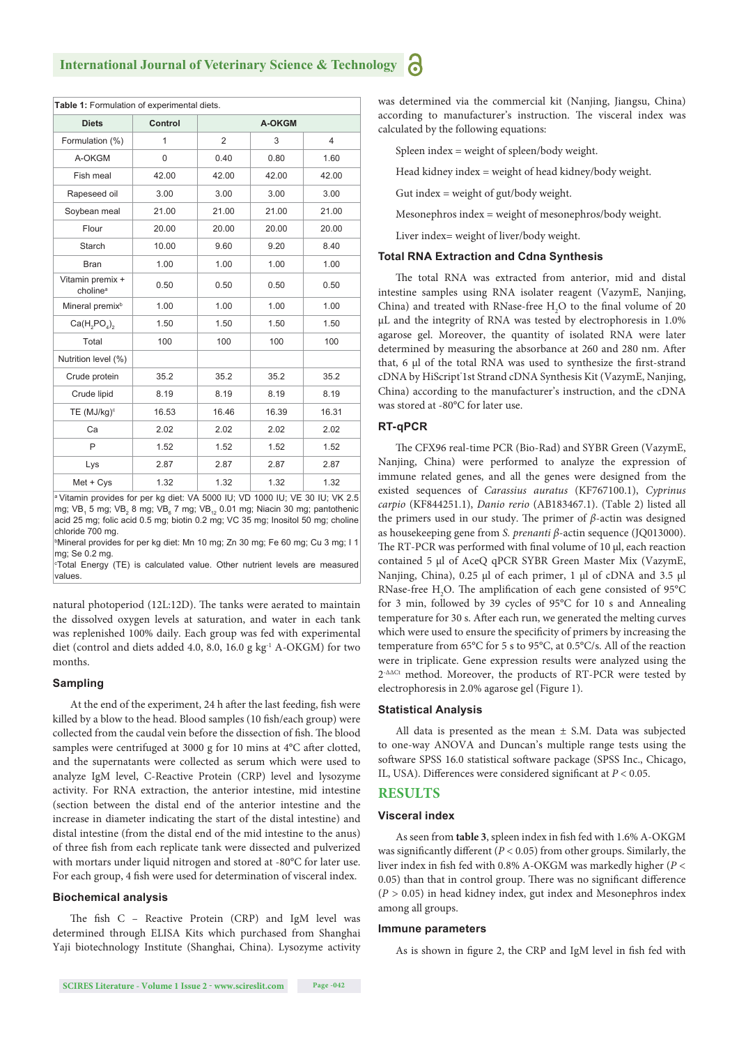**Table 1:** Formulation of experimental diets.

| Diets | Control | A-OKGM | | |
|---|---|---|---|---|
| Formulation (%) | 1 | 2 | 3 | 4 |
| A-OKGM | 0 | 0.40 | 0.80 | 1.60 |
| Fish meal | 42.00 | 42.00 | 42.00 | 42.00 |
| Rapeseed oil | 3.00 | 3.00 | 3.00 | 3.00 |
| Soybean meal | 21.00 | 21.00 | 21.00 | 21.00 |
| Flour | 20.00 | 20.00 | 20.00 | 20.00 |
| Starch | 10.00 | 9.60 | 9.20 | 8.40 |
| Bran | 1.00 | 1.00 | 1.00 | 1.00 |
| Vitamin premix + choline[a] | 0.50 | 0.50 | 0.50 | 0.50 |
| Mineral premix[b] | 1.00 | 1.00 | 1.00 | 1.00 |
| $Ca(H_2PO_4)_2$ | 1.50 | 1.50 | 1.50 | 1.50 |
| Total | 100 | 100 | 100 | 100 |
| Nutrition level (%) | | | | |
| Crude protein | 35.2 | 35.2 | 35.2 | 35.2 |
| Crude lipid | 8.19 | 8.19 | 8.19 | 8.19 |
| TE (MJ/kg)[c] | 16.53 | 16.46 | 16.39 | 16.31 |
| Ca | 2.02 | 2.02 | 2.02 | 2.02 |
| P | 1.52 | 1.52 | 1.52 | 1.52 |
| Lys | 2.87 | 2.87 | 2.87 | 2.87 |
| Met + Cys | 1.32 | 1.32 | 1.32 | 1.32 |

[a] Vitamin provides for per kg diet: VA 5000 IU; VD 1000 IU; VE 30 IU; VK 2.5 mg; $VB_1$ 5 mg; $VB_2$ 8 mg; $VB_6$ 7 mg; $VB_{12}$ 0.01 mg; Niacin 30 mg; pantothenic acid 25 mg; folic acid 0.5 mg; biotin 0.2 mg; VC 35 mg; Inositol 50 mg; choline chloride 700 mg.
[b] Mineral provides for per kg diet: Mn 10 mg; Zn 30 mg; Fe 60 mg; Cu 3 mg; I 1 mg; Se 0.2 mg.
[c] Total Energy (TE) is calculated value. Other nutrient levels are measured values.

natural photoperiod (12L:12D). The tanks were aerated to maintain the dissolved oxygen levels at saturation, and water in each tank was replenished 100% daily. Each group was fed with experimental diet (control and diets added 4.0, 8.0, 16.0 g $kg^{-1}$ A-OKGM) for two months.

### Sampling

At the end of the experiment, 24 h after the last feeding, fish were killed by a blow to the head. Blood samples (10 fish/each group) were collected from the caudal vein before the dissection of fish. The blood samples were centrifuged at 3000 g for 10 mins at 4°C after clotted, and the supernatants were collected as serum which were used to analyze IgM level, C-Reactive Protein (CRP) level and lysozyme activity. For RNA extraction, the anterior intestine, mid intestine (section between the distal end of the anterior intestine and the increase in diameter indicating the start of the distal intestine) and distal intestine (from the distal end of the mid intestine to the anus) of three fish from each replicate tank were dissected and pulverized with mortars under liquid nitrogen and stored at -80°C for later use. For each group, 4 fish were used for determination of visceral index.

### Biochemical analysis

The fish C – Reactive Protein (CRP) and IgM level was determined through ELISA Kits which purchased from Shanghai Yaji biotechnology Institute (Shanghai, China). Lysozyme activity was determined via the commercial kit (Nanjing, Jiangsu, China) according to manufacturer's instruction. The visceral index was calculated by the following equations:

Spleen index = weight of spleen/body weight.

Head kidney index = weight of head kidney/body weight.

Gut index = weight of gut/body weight.

Mesonephros index = weight of mesonephros/body weight.

Liver index= weight of liver/body weight.

### Total RNA Extraction and Cdna Synthesis

The total RNA was extracted from anterior, mid and distal intestine samples using RNA isolater reagent (VazymE, Nanjing, China) and treated with RNase-free $H_2O$ to the final volume of 20 μL and the integrity of RNA was tested by electrophoresis in 1.0% agarose gel. Moreover, the quantity of isolated RNA were later determined by measuring the absorbance at 260 and 280 nm. After that, 6 μl of the total RNA was used to synthesize the first-strand cDNA by HiScript® 1st Strand cDNA Synthesis Kit (VazymE, Nanjing, China) according to the manufacturer's instruction, and the cDNA was stored at -80°C for later use.

### RT-qPCR

The CFX96 real-time PCR (Bio-Rad) and SYBR Green (VazymE, Nanjing, China) were performed to analyze the expression of immune related genes, and all the genes were designed from the existed sequences of *Carassius auratus* (KF767100.1), *Cyprinus carpio* (KF844251.1), *Danio rerio* (AB183467.1). (Table 2) listed all the primers used in our study. The primer of *β*-actin was designed as housekeeping gene from *S. prenanti β*-actin sequence (JQ013000). The RT-PCR was performed with final volume of 10 μl, each reaction contained 5 μl of AceQ qPCR SYBR Green Master Mix (VazymE, Nanjing, China), 0.25 μl of each primer, 1 μl of cDNA and 3.5 μl RNase-free $H_2O$. The amplification of each gene consisted of 95°C for 3 min, followed by 39 cycles of 95°C for 10 s and Annealing temperature for 30 s. After each run, we generated the melting curves which were used to ensure the specificity of primers by increasing the temperature from 65°C for 5 s to 95°C, at 0.5°C/s. All of the reaction were in triplicate. Gene expression results were analyzed using the $2^{-\Delta\Delta Ct}$ method. Moreover, the products of RT-PCR were tested by electrophoresis in 2.0% agarose gel (Figure 1).

### Statistical Analysis

All data is presented as the mean ± S.M. Data was subjected to one-way ANOVA and Duncan's multiple range tests using the software SPSS 16.0 statistical software package (SPSS Inc., Chicago, IL, USA). Differences were considered significant at $P < 0.05$.

## RESULTS

### Visceral index

As seen from **table 3**, spleen index in fish fed with 1.6% A-OKGM was significantly different ($P < 0.05$) from other groups. Similarly, the liver index in fish fed with 0.8% A-OKGM was markedly higher ($P < 0.05$) than that in control group. There was no significant difference ($P > 0.05$) in head kidney index, gut index and Mesonephros index among all groups.

### Immune parameters

As is shown in figure 2, the CRP and IgM level in fish fed with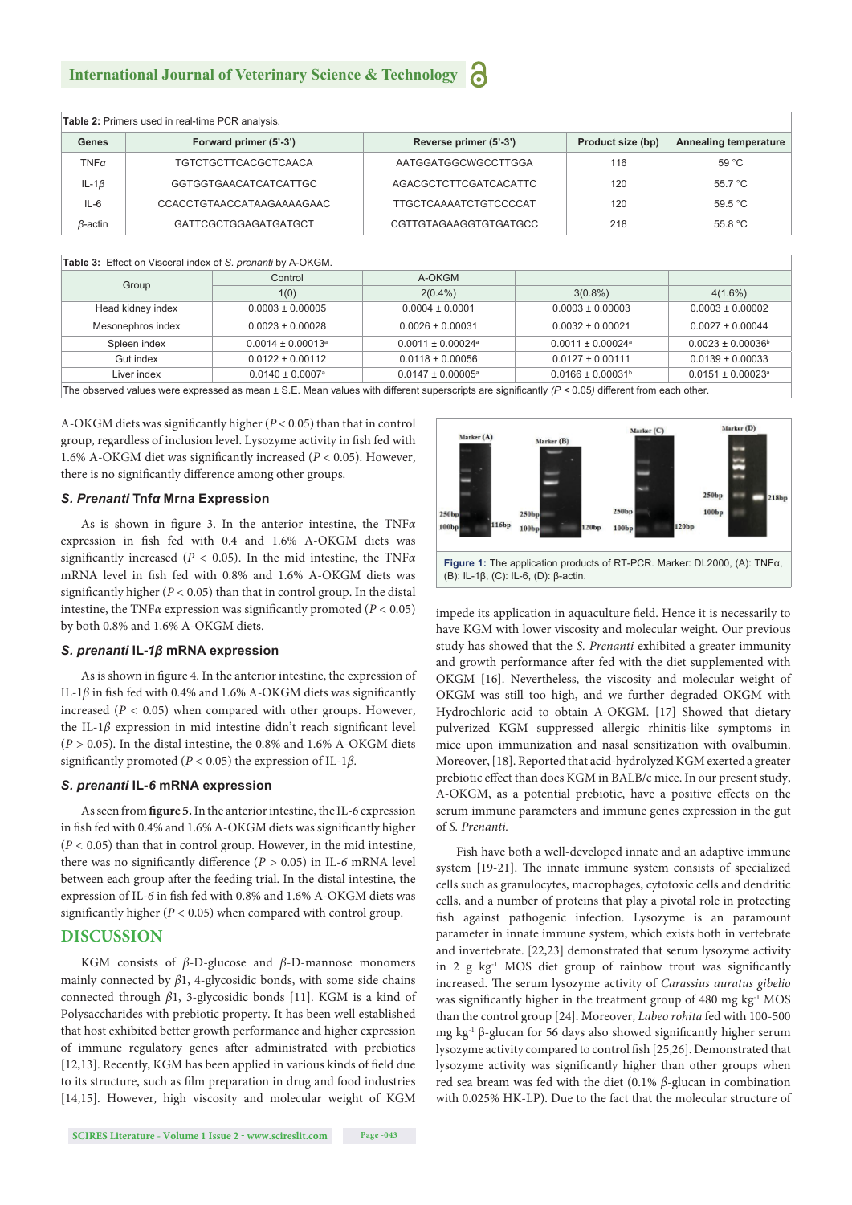**Table 2:** Primers used in real-time PCR analysis.

| Genes | Forward primer (5'-3') | Reverse primer (5'-3') | Product size (bp) | Annealing temperature |
|---|---|---|---|---|
| TNF*α* | TGTCTGCTTCACGCTCAACA | AATGGATGGCWGCCTTGGA | 116 | 59 °C |
| IL-1*β* | GGTGGTGAACATCATCATTGC | AGACGCTCTTCGATCACATTC | 120 | 55.7 °C |
| IL-6 | CCACCTGTAACCATAAGAAAAGAAC | TTGCTCAAAATCTGTCCCCAT | 120 | 59.5 °C |
| *β*-actin | GATTCGCTGGAGATGATGCT | CGTTGTAGAAGGTGTGATGCC | 218 | 55.8 °C |

**Table 3:** Effect on Visceral index of *S. prenanti* by A-OKGM.

| Group | Control | A-OKGM | | |
|---|---|---|---|---|
| | 1(0) | 2(0.4%) | 3(0.8%) | 4(1.6%) |
| Head kidney index | 0.0003 ± 0.00005 | 0.0004 ± 0.0001 | 0.0003 ± 0.00003 | 0.0003 ± 0.00002 |
| Mesonephros index | 0.0023 ± 0.00028 | 0.0026 ± 0.00031 | 0.0032 ± 0.00021 | 0.0027 ± 0.00044 |
| Spleen index | 0.0014 ± 0.00013[a] | 0.0011 ± 0.00024[a] | 0.0011 ± 0.00024[a] | 0.0023 ± 0.00036[b] |
| Gut index | 0.0122 ± 0.00112 | 0.0118 ± 0.00056 | 0.0127 ± 0.00111 | 0.0139 ± 0.00033 |
| Liver index | 0.0140 ± 0.0007[a] | 0.0147 ± 0.00005[a] | 0.0166 ± 0.00031[b] | 0.0151 ± 0.00023[a] |

The observed values were expressed as mean ± S.E. Mean values with different superscripts are significantly ($P < 0.05$) different from each other.

A-OKGM diets was significantly higher ($P < 0.05$) than that in control group, regardless of inclusion level. Lysozyme activity in fish fed with 1.6% A-OKGM diet was significantly increased ($P < 0.05$). However, there is no significantly difference among other groups.

### *S. Prenanti* Tnfα Mrna Expression

As is shown in figure 3. In the anterior intestine, the TNF*α* expression in fish fed with 0.4 and 1.6% A-OKGM diets was significantly increased ($P < 0.05$). In the mid intestine, the TNF*α* mRNA level in fish fed with 0.8% and 1.6% A-OKGM diets was significantly higher ($P < 0.05$) than that in control group. In the distal intestine, the TNF*α* expression was significantly promoted ($P < 0.05$) by both 0.8% and 1.6% A-OKGM diets.

### *S. prenanti* IL-*1β* mRNA expression

As is shown in figure 4. In the anterior intestine, the expression of IL-1*β* in fish fed with 0.4% and 1.6% A-OKGM diets was significantly increased ($P < 0.05$) when compared with other groups. However, the IL-1*β* expression in mid intestine didn't reach significant level ($P > 0.05$). In the distal intestine, the 0.8% and 1.6% A-OKGM diets significantly promoted ($P < 0.05$) the expression of IL-1*β*.

### *S. prenanti* IL-*6* mRNA expression

As seen from **figure 5.** In the anterior intestine, the IL-*6* expression in fish fed with 0.4% and 1.6% A-OKGM diets was significantly higher ($P < 0.05$) than that in control group. However, in the mid intestine, there was no significantly difference ($P > 0.05$) in IL-*6* mRNA level between each group after the feeding trial. In the distal intestine, the expression of IL-*6* in fish fed with 0.8% and 1.6% A-OKGM diets was significantly higher ($P < 0.05$) when compared with control group.

## DISCUSSION

KGM consists of *β*-D-glucose and *β*-D-mannose monomers mainly connected by *β*1, 4-glycosidic bonds, with some side chains connected through *β*1, 3-glycosidic bonds [11]. KGM is a kind of Polysaccharides with prebiotic property. It has been well established that host exhibited better growth performance and higher expression of immune regulatory genes after administrated with prebiotics [12,13]. Recently, KGM has been applied in various kinds of field due to its structure, such as film preparation in drug and food industries [14,15]. However, high viscosity and molecular weight of KGM impede its application in aquaculture field. Hence it is necessarily to have KGM with lower viscosity and molecular weight. Our previous study has showed that the *S. Prenanti* exhibited a greater immunity and growth performance after fed with the diet supplemented with OKGM [16]. Nevertheless, the viscosity and molecular weight of OKGM was still too high, and we further degraded OKGM with Hydrochloric acid to obtain A-OKGM. [17] Showed that dietary pulverized KGM suppressed allergic rhinitis-like symptoms in mice upon immunization and nasal sensitization with ovalbumin. Moreover, [18]. Reported that acid-hydrolyzed KGM exerted a greater prebiotic effect than does KGM in BALB/c mice. In our present study, A-OKGM, as a potential prebiotic, have a positive effects on the serum immune parameters and immune genes expression in the gut of *S. Prenanti.*

Figure 1: The application products of RT-PCR. Marker: DL2000, (A): TNFα, (B): IL-1β, (C): IL-6, (D): β-actin.

Fish have both a well-developed innate and an adaptive immune system [19-21]. The innate immune system consists of specialized cells such as granulocytes, macrophages, cytotoxic cells and dendritic cells, and a number of proteins that play a pivotal role in protecting fish against pathogenic infection. Lysozyme is an paramount parameter in innate immune system, which exists both in vertebrate and invertebrate. [22,23] demonstrated that serum lysozyme activity in 2 g kg$^{-1}$ MOS diet group of rainbow trout was significantly increased. The serum lysozyme activity of *Carassius auratus gibelio* was significantly higher in the treatment group of 480 mg kg$^{-1}$ MOS than the control group [24]. Moreover, *Labeo rohita* fed with 100-500 mg kg$^{-1}$ β-glucan for 56 days also showed significantly higher serum lysozyme activity compared to control fish [25,26]. Demonstrated that lysozyme activity was significantly higher than other groups when red sea bream was fed with the diet (0.1% *β*-glucan in combination with 0.025% HK-LP). Due to the fact that the molecular structure of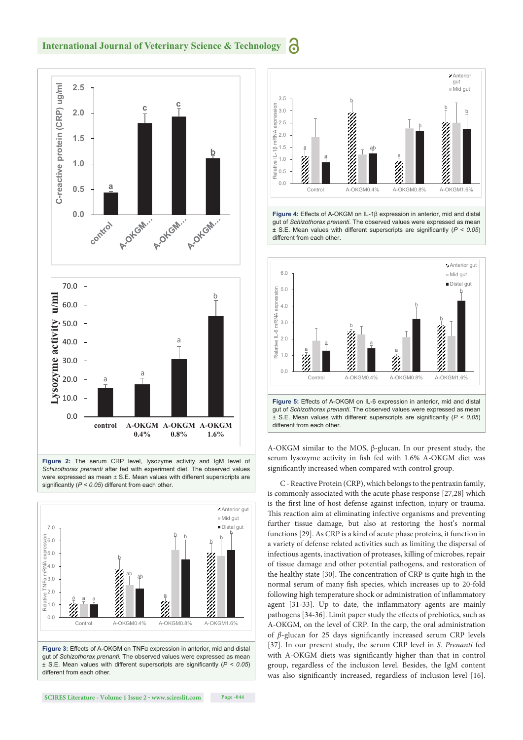**Figure 2:** The serum CRP level, lysozyme activity and IgM level of *Schizothorax prenanti* after fed with experiment diet. The observed values were expressed as mean ± S.E. Mean values with different superscripts are significantly ($P < 0.05$) different from each other.

**Figure 3:** Effects of A-OKGM on TNFα expression in anterior, mid and distal gut of *Schizothorax prenanti.* The observed values were expressed as mean ± S.E. Mean values with different superscripts are significantly ($P < 0.05$) different from each other.

**Figure 4:** Effects of A-OKGM on IL-1β expression in anterior, mid and distal gut of *Schizothorax prenanti*. The observed values were expressed as mean ± S.E. Mean values with different superscripts are significantly ($P < 0.05$) different from each other.

**Figure 5:** Effects of A-OKGM on IL-6 expression in anterior, mid and distal gut of *Schizothorax prenanti*. The observed values were expressed as mean ± S.E. Mean values with different superscripts are significantly ($P < 0.05$) different from each other.

A-OKGM similar to the MOS, β-glucan. In our present study, the serum lysozyme activity in fish fed with 1.6% A-OKGM diet was significantly increased when compared with control group.

C - Reactive Protein (CRP), which belongs to the pentraxin family, is commonly associated with the acute phase response [27,28] which is the first line of host defense against infection, injury or trauma. This reaction aim at eliminating infective organisms and preventing further tissue damage, but also at restoring the host's normal functions [29]. As CRP is a kind of acute phase proteins, it function in a variety of defense related activities such as limiting the dispersal of infectious agents, inactivation of proteases, killing of microbes, repair of tissue damage and other potential pathogens, and restoration of the healthy state [30]. The concentration of CRP is quite high in the normal serum of many fish species, which increases up to 20-fold following high temperature shock or administration of inflammatory agent [31-33]. Up to date, the inflammatory agents are mainly pathogens [34-36]. Limit paper study the effects of prebiotics, such as A-OKGM, on the level of CRP. In the carp, the oral administration of *β*-glucan for 25 days significantly increased serum CRP levels [37]. In our present study, the serum CRP level in *S. Prenanti* fed with A-OKGM diets was significantly higher than that in control group, regardless of the inclusion level. Besides, the IgM content was also significantly increased, regardless of inclusion level [16].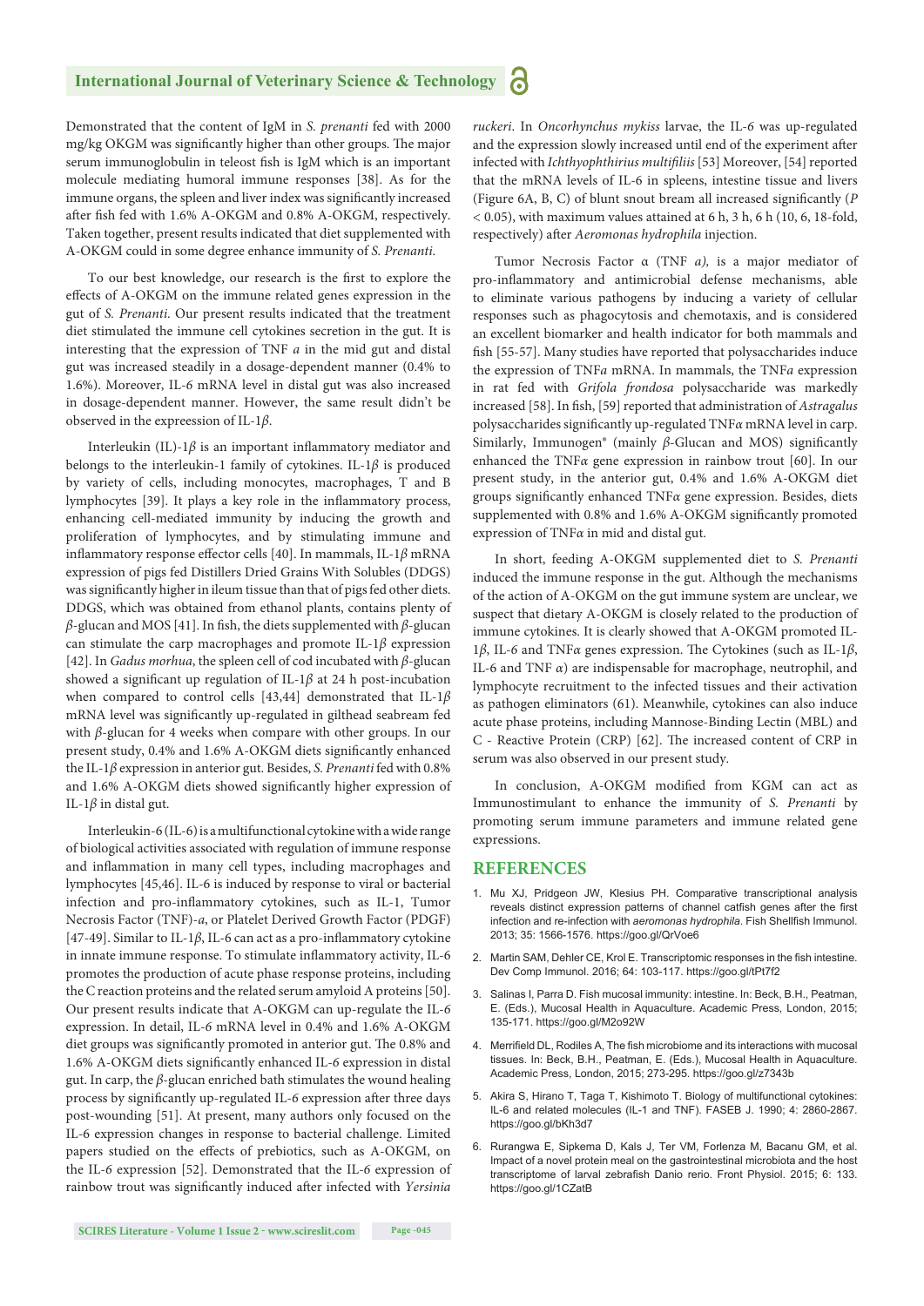Demonstrated that the content of IgM in *S. prenanti* fed with 2000 mg/kg OKGM was significantly higher than other groups. The major serum immunoglobulin in teleost fish is IgM which is an important molecule mediating humoral immune responses [38]. As for the immune organs, the spleen and liver index was significantly increased after fish fed with 1.6% A-OKGM and 0.8% A-OKGM, respectively. Taken together, present results indicated that diet supplemented with A-OKGM could in some degree enhance immunity of *S. Prenanti.*

To our best knowledge, our research is the first to explore the effects of A-OKGM on the immune related genes expression in the gut of *S. Prenanti*. Our present results indicated that the treatment diet stimulated the immune cell cytokines secretion in the gut. It is interesting that the expression of TNF *a* in the mid gut and distal gut was increased steadily in a dosage-dependent manner (0.4% to 1.6%). Moreover, IL-6 mRNA level in distal gut was also increased in dosage-dependent manner. However, the same result didn't be observed in the expression of IL-1$\beta$.

Interleukin (IL)-1$\beta$ is an important inflammatory mediator and belongs to the interleukin-1 family of cytokines. IL-1$\beta$ is produced by variety of cells, including monocytes, macrophages, T and B lymphocytes [39]. It plays a key role in the inflammatory process, enhancing cell-mediated immunity by inducing the growth and proliferation of lymphocytes, and by stimulating immune and inflammatory response effector cells [40]. In mammals, IL-1$\beta$ mRNA expression of pigs fed Distillers Dried Grains With Solubles (DDGS) was significantly higher in ileum tissue than that of pigs fed other diets. DDGS, which was obtained from ethanol plants, contains plenty of $\beta$-glucan and MOS [41]. In fish, the diets supplemented with $\beta$-glucan can stimulate the carp macrophages and promote IL-1$\beta$ expression [42]. In *Gadus morhua*, the spleen cell of cod incubated with $\beta$-glucan showed a significant up regulation of IL-1$\beta$ at 24 h post-incubation when compared to control cells [43,44] demonstrated that IL-1$\beta$ mRNA level was significantly up-regulated in gilthead seabream fed with $\beta$-glucan for 4 weeks when compare with other groups. In our present study, 0.4% and 1.6% A-OKGM diets significantly enhanced the IL-1$\beta$ expression in anterior gut. Besides, *S. Prenanti* fed with 0.8% and 1.6% A-OKGM diets showed significantly higher expression of IL-1$\beta$ in distal gut.

Interleukin-6 (IL-6) is a multifunctional cytokine with a wide range of biological activities associated with regulation of immune response and inflammation in many cell types, including macrophages and lymphocytes [45,46]. IL-6 is induced by response to viral or bacterial infection and pro-inflammatory cytokines, such as IL-1, Tumor Necrosis Factor (TNF)-*a*, or Platelet Derived Growth Factor (PDGF) [47-49]. Similar to IL-1$\beta$, IL-6 can act as a pro-inflammatory cytokine in innate immune response. To stimulate inflammatory activity, IL-6 promotes the production of acute phase response proteins, including the C reaction proteins and the related serum amyloid A proteins [50]. Our present results indicate that A-OKGM can up-regulate the IL-6 expression. In detail, IL-6 mRNA level in 0.4% and 1.6% A-OKGM diet groups was significantly promoted in anterior gut. The 0.8% and 1.6% A-OKGM diets significantly enhanced IL-6 expression in distal gut. In carp, the $\beta$-glucan enriched bath stimulates the wound healing process by significantly up-regulated IL-6 expression after three days post-wounding [51]. At present, many authors only focused on the IL-6 expression changes in response to bacterial challenge. Limited papers studied on the effects of prebiotics, such as A-OKGM, on the IL-6 expression [52]. Demonstrated that the IL-6 expression of rainbow trout was significantly induced after infected with *Yersinia ruckeri*. In *Oncorhynchus mykiss* larvae, the IL-6 was up-regulated and the expression slowly increased until end of the experiment after infected with *Ichthyophthirius multifiliis* [53] Moreover, [54] reported that the mRNA levels of IL-6 in spleens, intestine tissue and livers (Figure 6A, B, C) of blunt snout bream all increased significantly ($P < 0.05$), with maximum values attained at 6 h, 3 h, 6 h (10, 6, 18-fold, respectively) after *Aeromonas hydrophila* injection.

Tumor Necrosis Factor α (TNF *a),* is a major mediator of pro-inflammatory and antimicrobial defense mechanisms, able to eliminate various pathogens by inducing a variety of cellular responses such as phagocytosis and chemotaxis, and is considered an excellent biomarker and health indicator for both mammals and fish [55-57]. Many studies have reported that polysaccharides induce the expression of TNF*a* mRNA. In mammals, the TNF*a* expression in rat fed with *Grifola frondosa* polysaccharide was markedly increased [58]. In fish, [59] reported that administration of *Astragalus* polysaccharides significantly up-regulated TNFα mRNA level in carp. Similarly, Immunogen® (mainly $\beta$-Glucan and MOS) significantly enhanced the TNFα gene expression in rainbow trout [60]. In our present study, in the anterior gut, 0.4% and 1.6% A-OKGM diet groups significantly enhanced TNFα gene expression. Besides, diets supplemented with 0.8% and 1.6% A-OKGM significantly promoted expression of TNFα in mid and distal gut.

In short, feeding A-OKGM supplemented diet to *S. Prenanti* induced the immune response in the gut. Although the mechanisms of the action of A-OKGM on the gut immune system are unclear, we suspect that dietary A-OKGM is closely related to the production of immune cytokines. It is clearly showed that A-OKGM promoted IL-1$\beta$, IL-6 and TNFα genes expression. The Cytokines (such as IL-1$\beta$, IL-6 and TNF *α*) are indispensable for macrophage, neutrophil, and lymphocyte recruitment to the infected tissues and their activation as pathogen eliminators (61). Meanwhile, cytokines can also induce acute phase proteins, including Mannose-Binding Lectin (MBL) and C - Reactive Protein (CRP) [62]. The increased content of CRP in serum was also observed in our present study.

In conclusion, A-OKGM modified from KGM can act as Immunostimulant to enhance the immunity of *S. Prenanti* by promoting serum immune parameters and immune related gene expressions.

## REFERENCES

1. Mu XJ, Pridgeon JW, Klesius PH. Comparative transcriptional analysis reveals distinct expression patterns of channel catfish genes after the first infection and re-infection with *aeromonas hydrophila*. Fish Shellfish Immunol. 2013; 35: 1566-1576. https://goo.gl/QrVoe6
2. Martin SAM, Dehler CE, Krol E. Transcriptomic responses in the fish intestine. Dev Comp Immunol. 2016; 64: 103-117. https://goo.gl/tPt7f2
3. Salinas I, Parra D. Fish mucosal immunity: intestine. In: Beck, B.H., Peatman, E. (Eds.), Mucosal Health in Aquaculture. Academic Press, London, 2015; 135-171. https://goo.gl/M2o92W
4. Merrifield DL, Rodiles A, The fish microbiome and its interactions with mucosal tissues. In: Beck, B.H., Peatman, E. (Eds.), Mucosal Health in Aquaculture. Academic Press, London, 2015; 273-295. https://goo.gl/z7343b
5. Akira S, Hirano T, Taga T, Kishimoto T. Biology of multifunctional cytokines: IL-6 and related molecules (IL-1 and TNF). FASEB J. 1990; 4: 2860-2867. https://goo.gl/bKh3d7
6. Rurangwa E, Sipkema D, Kals J, Ter VM, Forlenza M, Bacanu GM, et al. Impact of a novel protein meal on the gastrointestinal microbiota and the host transcriptome of larval zebrafish Danio rerio. Front Physiol. 2015; 6: 133. https://goo.gl/1CZatB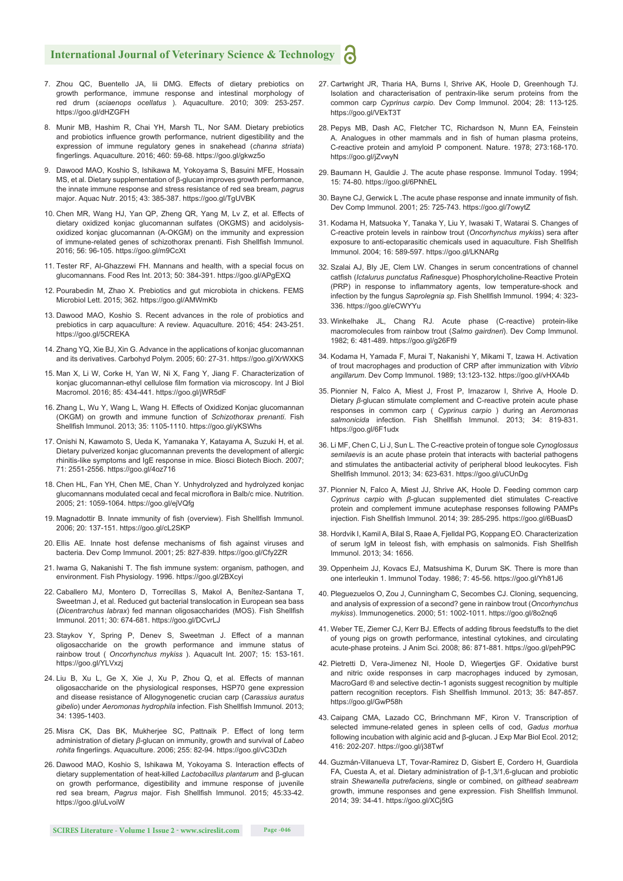7. Zhou QC, Buentello JA, Iii DMG. Effects of dietary prebiotics on growth performance, immune response and intestinal morphology of red drum (*sciaenops ocellatus* ). Aquaculture. 2010; 309: 253-257. https://goo.gl/dHZGFH

8. Munir MB, Hashim R, Chai YH, Marsh TL, Nor SAM. Dietary prebiotics and probiotics influence growth performance, nutrient digestibility and the expression of immune regulatory genes in snakehead (*channa striata*) fingerlings. Aquaculture. 2016; 460: 59-68. https://goo.gl/gkwz5o

9. Dawood MAO, Koshio S, Ishikawa M, Yokoyama S, Basuini MFE, Hossain MS, et al. Dietary supplementation of β-glucan improves growth performance, the innate immune response and stress resistance of red sea bream, *pagrus* major. Aquac Nutr. 2015; 43: 385-387. https://goo.gl/TgUVBK

10. Chen MR, Wang HJ, Yan QP, Zheng QR, Yang M, Lv Z, et al. Effects of dietary oxidized konjac glucomannan sulfates (OKGMS) and acidolysis-oxidized konjac glucomannan (A-OKGM) on the immunity and expression of immune-related genes of schizothorax prenanti. Fish Shellfish Immunol. 2016; 56: 96-105. https://goo.gl/m9CcXt

11. Tester RF, Al-Ghazzewi FH. Mannans and health, with a special focus on glucomannans. Food Res Int. 2013; 50: 384-391. https://goo.gl/APgEXQ

12. Pourabedin M, Zhao X. Prebiotics and gut microbiota in chickens. FEMS Microbiol Lett. 2015; 362. https://goo.gl/AMWmKb

13. Dawood MAO, Koshio S. Recent advances in the role of probiotics and prebiotics in carp aquaculture: A review. Aquaculture. 2016; 454: 243-251. https://goo.gl/5CREKA

14. Zhang YQ, Xie BJ, Xin G. Advance in the applications of konjac glucomannan and its derivatives. Carbohyd Polym. 2005; 60: 27-31. https://goo.gl/XrWXKS

15. Man X, Li W, Corke H, Yan W, Ni X, Fang Y, Jiang F. Characterization of konjac glucomannan-ethyl cellulose film formation via microscopy. Int J Biol Macromol. 2016; 85: 434-441. https://goo.gl/jWR5dF

16. Zhang L, Wu Y, Wang L, Wang H. Effects of Oxidized Konjac glucomannan (OKGM) on growth and immune function of *Schizothorax prenanti*. Fish Shellfish Immunol. 2013; 35: 1105-1110. https://goo.gl/yKSWhs

17. Onishi N, Kawamoto S, Ueda K, Yamanaka Y, Katayama A, Suzuki H, et al. Dietary pulverized konjac glucomannan prevents the development of allergic rhinitis-like symptoms and IgE response in mice. Biosci Biotech Bioch. 2007; 71: 2551-2556. https://goo.gl/4oz716

18. Chen HL, Fan YH, Chen ME, Chan Y. Unhydrolyzed and hydrolyzed konjac glucomannans modulated cecal and fecal microflora in Balb/c mice. Nutrition. 2005; 21: 1059-1064. https://goo.gl/ejVQfg

19. Magnadottir B. Innate immunity of fish (overview). Fish Shellfish Immunol. 2006; 20: 137-151. https://goo.gl/cL2SKP

20. Ellis AE. Innate host defense mechanisms of fish against viruses and bacteria. Dev Comp Immunol. 2001; 25: 827-839. https://goo.gl/Cfy2ZR

21. Iwama G, Nakanishi T. The fish immune system: organism, pathogen, and environment. Fish Physiology. 1996. https://goo.gl/2BXcyi

22. Caballero MJ, Montero D, Torrecillas S, Makol A, Benítez-Santana T, Sweetman J, et al. Reduced gut bacterial translocation in European sea bass (*Dicentrarchus labrax*) fed mannan oligosaccharides (MOS). Fish Shellfish Immunol. 2011; 30: 674-681. https://goo.gl/DCvrLJ

23. Staykov Y, Spring P, Denev S, Sweetman J. Effect of a mannan oligosaccharide on the growth performance and immune status of rainbow trout ( *Oncorhynchus mykiss* ). Aquacult Int. 2007; 15: 153-161. https://goo.gl/YLVxzj

24. Liu B, Xu L, Ge X, Xie J, Xu P, Zhou Q, et al. Effects of mannan oligosaccharide on the physiological responses, HSP70 gene expression and disease resistance of Allogynogenetic crucian carp (*Carassius auratus gibelio*) under *Aeromonas hydrophila* infection. Fish Shellfish Immunol. 2013; 34: 1395-1403.

25. Misra CK, Das BK, Mukherjee SC, Pattnaik P. Effect of long term administration of dietary *β*-glucan on immunity, growth and survival of *Labeo rohita* fingerlings. Aquaculture. 2006; 255: 82-94. https://goo.gl/vC3Dzh

26. Dawood MAO, Koshio S, Ishikawa M, Yokoyama S. Interaction effects of dietary supplementation of heat-killed *Lactobacillus plantarum* and β-glucan on growth performance, digestibility and immune response of juvenile red sea bream, *Pagrus* major. Fish Shellfish Immunol. 2015; 45:33-42. https://goo.gl/uLvoiW

27. Cartwright JR, Tharia HA, Burns I, Shrive AK, Hoole D, Greenhough TJ. Isolation and characterisation of pentraxin-like serum proteins from the common carp *Cyprinus carpio*. Dev Comp Immunol. 2004; 28: 113-125. https://goo.gl/VEkT3T

28. Pepys MB, Dash AC, Fletcher TC, Richardson N, Munn EA, Feinstein A. Analogues in other mammals and in fish of human plasma proteins, C-reactive protein and amyloid P component. Nature. 1978; 273:168-170. https://goo.gl/jZvwyN

29. Baumann H, Gauldie J. The acute phase response. Immunol Today. 1994; 15: 74-80. https://goo.gl/6PNhEL

30. Bayne CJ, Gerwick L .The acute phase response and innate immunity of fish. Dev Comp Immunol. 2001; 25: 725-743. https://goo.gl/7owytZ

31. Kodama H, Matsuoka Y, Tanaka Y, Liu Y, Iwasaki T, Watarai S. Changes of C-reactive protein levels in rainbow trout (*Oncorhynchus mykiss*) sera after exposure to anti-ectoparasitic chemicals used in aquaculture. Fish Shellfish Immunol. 2004; 16: 589-597. https://goo.gl/LKNARg

32. Szalai AJ, Bly JE, Clem LW. Changes in serum concentrations of channel catfish (*Ictalurus punctatus Rafinesque*) Phosphorylcholine-Reactive Protein (PRP) in response to inflammatory agents, low temperature-shock and infection by the fungus *Saprolegnia sp*. Fish Shellfish Immunol. 1994; 4: 323-336. https://goo.gl/eCWYYu

33. Winkelhake JL, Chang RJ. Acute phase (C-reactive) protein-like macromolecules from rainbow trout (*Salmo gairdneri*). Dev Comp Immunol. 1982; 6: 481-489. https://goo.gl/g26Ff9

34. Kodama H, Yamada F, Murai T, Nakanishi Y, Mikami T, Izawa H. Activation of trout macrophages and production of CRP after immunization with *Vibrio angillarum*. Dev Comp Immunol. 1989; 13:123-132. https://goo.gl/vHXA4b

35. Pionnier N, Falco A, Miest J, Frost P, Irnazarow I, Shrive A, Hoole D. Dietary *β*-glucan stimulate complement and C-reactive protein acute phase responses in common carp ( *Cyprinus carpio* ) during an *Aeromonas salmonicida* infection. Fish Shellfish Immunol. 2013; 34: 819-831. https://goo.gl/6F1udx

36. Li MF, Chen C, Li J, Sun L. The C-reactive protein of tongue sole *Cynoglossus semilaevis* is an acute phase protein that interacts with bacterial pathogens and stimulates the antibacterial activity of peripheral blood leukocytes. Fish Shellfish Immunol. 2013; 34: 623-631. https://goo.gl/uCUnDg

37. Pionnier N, Falco A, Miest JJ, Shrive AK, Hoole D. Feeding common carp *Cyprinus carpio* with *β*-glucan supplemented diet stimulates C-reactive protein and complement immune acutephase responses following PAMPs injection. Fish Shellfish Immunol. 2014; 39: 285-295. https://goo.gl/6BuasD

38. Hordvik I, Kamil A, Bilal S, Raae A, Fjelldal PG, Koppang EO. Characterization of serum IgM in teleost fish, with emphasis on salmonids. Fish Shellfish Immunol. 2013; 34: 1656.

39. Oppenheim JJ, Kovacs EJ, Matsushima K, Durum SK. There is more than one interleukin 1. Immunol Today. 1986; 7: 45-56. https://goo.gl/Yh81J6

40. Pleguezuelos O, Zou J, Cunningham C, Secombes CJ. Cloning, sequencing, and analysis of expression of a second? gene in rainbow trout (*Oncorhynchus mykiss*). Immunogenetics. 2000; 51: 1002-1011. https://goo.gl/8o2nq6

41. Weber TE, Ziemer CJ, Kerr BJ. Effects of adding fibrous feedstuffs to the diet of young pigs on growth performance, intestinal cytokines, and circulating acute-phase proteins. J Anim Sci. 2008; 86: 871-881. https://goo.gl/pehP9C

42. Pietretti D, Vera-Jimenez NI, Hoole D, Wiegertjes GF. Oxidative burst and nitric oxide responses in carp macrophages induced by zymosan, MacroGard ® and selective dectin-1 agonists suggest recognition by multiple pattern recognition receptors. Fish Shellfish Immunol. 2013; 35: 847-857. https://goo.gl/GwP58h

43. Caipang CMA, Lazado CC, Brinchmann MF, Kiron V. Transcription of selected immune-related genes in spleen cells of cod, *Gadus morhua* following incubation with alginic acid and β-glucan. J Exp Mar Biol Ecol. 2012; 416: 202-207. https://goo.gl/j38Twf

44. Guzmán-Villanueva LT, Tovar-Ramirez D, Gisbert E, Cordero H, Guardiola FA, Cuesta A, et al. Dietary administration of β-1,3/1,6-glucan and probiotic strain *Shewanella putrefaciens*, single or combined, on *gilthead seabream* growth, immune responses and gene expression. Fish Shellfish Immunol. 2014; 39: 34-41. https://goo.gl/XCj5tG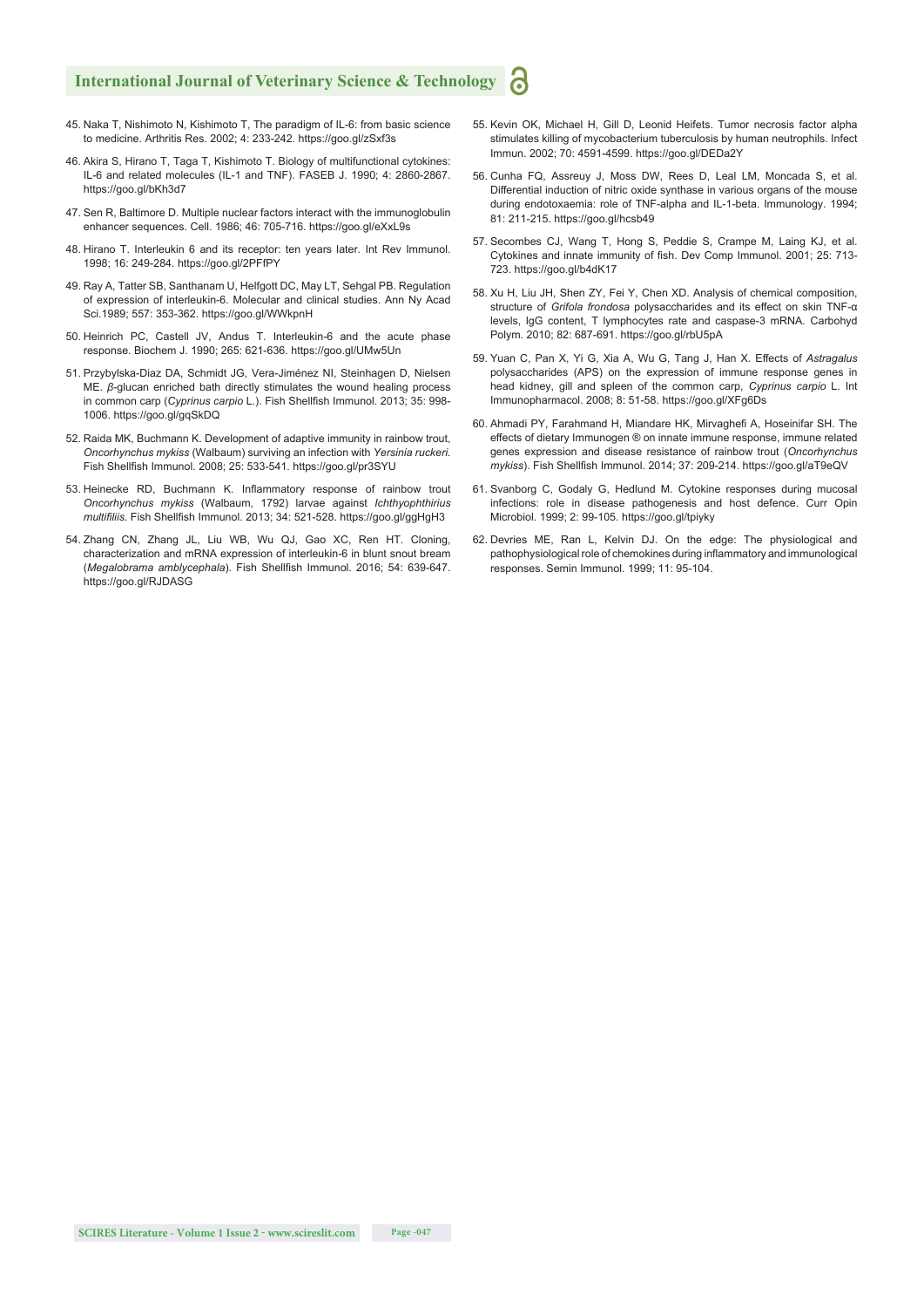45. Naka T, Nishimoto N, Kishimoto T, The paradigm of IL-6: from basic science to medicine. Arthritis Res. 2002; 4: 233-242. https://goo.gl/zSxf3s

46. Akira S, Hirano T, Taga T, Kishimoto T. Biology of multifunctional cytokines: IL-6 and related molecules (IL-1 and TNF). FASEB J. 1990; 4: 2860-2867. https://goo.gl/bKh3d7

47. Sen R, Baltimore D. Multiple nuclear factors interact with the immunoglobulin enhancer sequences. Cell. 1986; 46: 705-716. https://goo.gl/eXxL9s

48. Hirano T. Interleukin 6 and its receptor: ten years later. Int Rev Immunol. 1998; 16: 249-284. https://goo.gl/2PFfPY

49. Ray A, Tatter SB, Santhanam U, Helfgott DC, May LT, Sehgal PB. Regulation of expression of interleukin-6. Molecular and clinical studies. Ann Ny Acad Sci.1989; 557: 353-362. https://goo.gl/WWkpnH

50. Heinrich PC, Castell JV, Andus T. Interleukin-6 and the acute phase response. Biochem J. 1990; 265: 621-636. https://goo.gl/UMw5Un

51. Przybylska-Diaz DA, Schmidt JG, Vera-Jiménez NI, Steinhagen D, Nielsen ME. *β*-glucan enriched bath directly stimulates the wound healing process in common carp (*Cyprinus carpio* L.). Fish Shellfish Immunol. 2013; 35: 998-1006. https://goo.gl/gqSkDQ

52. Raida MK, Buchmann K. Development of adaptive immunity in rainbow trout, *Oncorhynchus mykiss* (Walbaum) surviving an infection with *Yersinia ruckeri.* Fish Shellfish Immunol. 2008; 25: 533-541. https://goo.gl/pr3SYU

53. Heinecke RD, Buchmann K. Inflammatory response of rainbow trout *Oncorhynchus mykiss* (Walbaum, 1792) larvae against *Ichthyophthirius multifiliis*. Fish Shellfish Immunol. 2013; 34: 521-528. https://goo.gl/ggHgH3

54. Zhang CN, Zhang JL, Liu WB, Wu QJ, Gao XC, Ren HT. Cloning, characterization and mRNA expression of interleukin-6 in blunt snout bream (*Megalobrama amblycephala*). Fish Shellfish Immunol. 2016; 54: 639-647. https://goo.gl/RJDASG

55. Kevin OK, Michael H, Gill D, Leonid Heifets. Tumor necrosis factor alpha stimulates killing of mycobacterium tuberculosis by human neutrophils. Infect Immun. 2002; 70: 4591-4599. https://goo.gl/DEDa2Y

56. Cunha FQ, Assreuy J, Moss DW, Rees D, Leal LM, Moncada S, et al. Differential induction of nitric oxide synthase in various organs of the mouse during endotoxaemia: role of TNF-alpha and IL-1-beta. Immunology. 1994; 81: 211-215. https://goo.gl/hcsb49

57. Secombes CJ, Wang T, Hong S, Peddie S, Crampe M, Laing KJ, et al. Cytokines and innate immunity of fish. Dev Comp Immunol. 2001; 25: 713-723. https://goo.gl/b4dK17

58. Xu H, Liu JH, Shen ZY, Fei Y, Chen XD. Analysis of chemical composition, structure of *Grifola frondosa* polysaccharides and its effect on skin TNF-α levels, IgG content, T lymphocytes rate and caspase-3 mRNA. Carbohyd Polym. 2010; 82: 687-691. https://goo.gl/rbU5pA

59. Yuan C, Pan X, Yi G, Xia A, Wu G, Tang J, Han X. Effects of *Astragalus* polysaccharides (APS) on the expression of immune response genes in head kidney, gill and spleen of the common carp, *Cyprinus carpio* L. Int Immunopharmacol. 2008; 8: 51-58. https://goo.gl/XFg6Ds

60. Ahmadi PY, Farahmand H, Miandare HK, Mirvaghefi A, Hoseinifar SH. The effects of dietary Immunogen ® on innate immune response, immune related genes expression and disease resistance of rainbow trout (*Oncorhynchus mykiss*). Fish Shellfish Immunol. 2014; 37: 209-214. https://goo.gl/aT9eQV

61. Svanborg C, Godaly G, Hedlund M. Cytokine responses during mucosal infections: role in disease pathogenesis and host defence. Curr Opin Microbiol. 1999; 2: 99-105. https://goo.gl/tpiyky

62. Devries ME, Ran L, Kelvin DJ. On the edge: The physiological and pathophysiological role of chemokines during inflammatory and immunological responses. Semin Immunol. 1999; 11: 95-104.